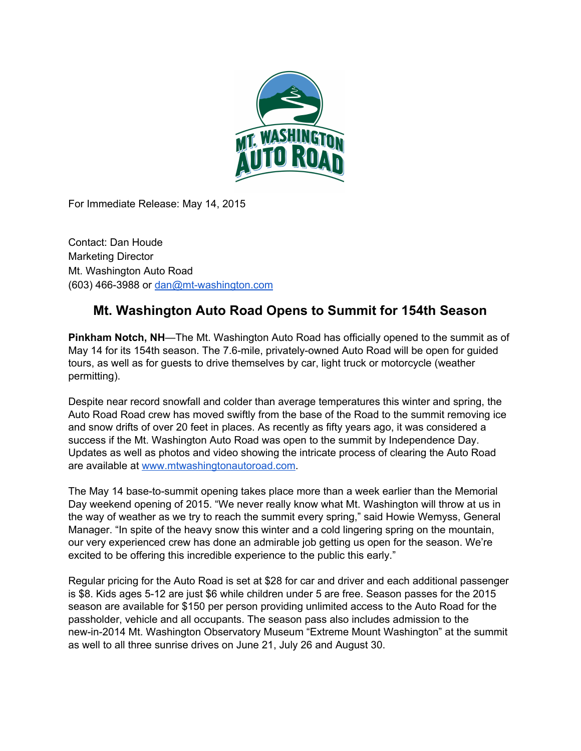MT. WASHINGTON AUTO ROAD

For Immediate Release: May 14, 2015

Contact: Dan Houde
Marketing Director
Mt. Washington Auto Road
(603) 466-3988 or dan@mt-washington.com

## Mt. Washington Auto Road Opens to Summit for 154th Season

**Pinkham Notch, NH**—The Mt. Washington Auto Road has officially opened to the summit as of May 14 for its 154th season. The 7.6-mile, privately-owned Auto Road will be open for guided tours, as well as for guests to drive themselves by car, light truck or motorcycle (weather permitting).

Despite near record snowfall and colder than average temperatures this winter and spring, the Auto Road Road crew has moved swiftly from the base of the Road to the summit removing ice and snow drifts of over 20 feet in places. As recently as fifty years ago, it was considered a success if the Mt. Washington Auto Road was open to the summit by Independence Day. Updates as well as photos and video showing the intricate process of clearing the Auto Road are available at www.mtwashingtonautoroad.com.

The May 14 base-to-summit opening takes place more than a week earlier than the Memorial Day weekend opening of 2015. "We never really know what Mt. Washington will throw at us in the way of weather as we try to reach the summit every spring," said Howie Wemyss, General Manager. "In spite of the heavy snow this winter and a cold lingering spring on the mountain, our very experienced crew has done an admirable job getting us open for the season. We're excited to be offering this incredible experience to the public this early."

Regular pricing for the Auto Road is set at $28 for car and driver and each additional passenger is $8. Kids ages 5-12 are just $6 while children under 5 are free. Season passes for the 2015 season are available for $150 per person providing unlimited access to the Auto Road for the passholder, vehicle and all occupants. The season pass also includes admission to the new-in-2014 Mt. Washington Observatory Museum "Extreme Mount Washington" at the summit as well to all three sunrise drives on June 21, July 26 and August 30.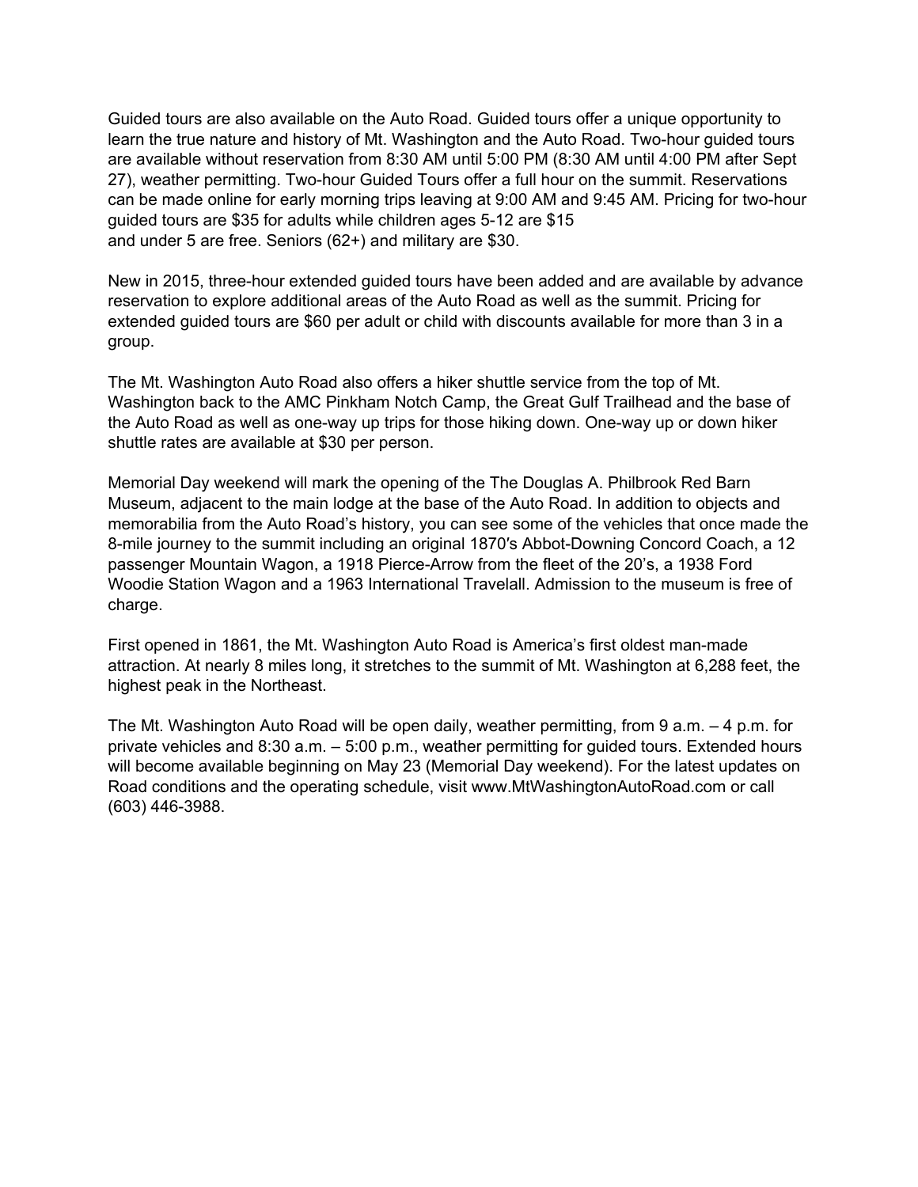Guided tours are also available on the Auto Road. Guided tours offer a unique opportunity to learn the true nature and history of Mt. Washington and the Auto Road. Two-hour guided tours are available without reservation from 8:30 AM until 5:00 PM (8:30 AM until 4:00 PM after Sept 27), weather permitting. Two-hour Guided Tours offer a full hour on the summit. Reservations can be made online for early morning trips leaving at 9:00 AM and 9:45 AM. Pricing for two-hour guided tours are $35 for adults while children ages 5-12 are $15
and under 5 are free. Seniors (62+) and military are $30.

New in 2015, three-hour extended guided tours have been added and are available by advance reservation to explore additional areas of the Auto Road as well as the summit. Pricing for extended guided tours are $60 per adult or child with discounts available for more than 3 in a group.

The Mt. Washington Auto Road also offers a hiker shuttle service from the top of Mt. Washington back to the AMC Pinkham Notch Camp, the Great Gulf Trailhead and the base of the Auto Road as well as one-way up trips for those hiking down. One-way up or down hiker shuttle rates are available at $30 per person.

Memorial Day weekend will mark the opening of the The Douglas A. Philbrook Red Barn Museum, adjacent to the main lodge at the base of the Auto Road. In addition to objects and memorabilia from the Auto Road's history, you can see some of the vehicles that once made the 8-mile journey to the summit including an original 1870′s Abbot-Downing Concord Coach, a 12 passenger Mountain Wagon, a 1918 Pierce-Arrow from the fleet of the 20's, a 1938 Ford Woodie Station Wagon and a 1963 International Travelall. Admission to the museum is free of charge.

First opened in 1861, the Mt. Washington Auto Road is America's first oldest man-made attraction. At nearly 8 miles long, it stretches to the summit of Mt. Washington at 6,288 feet, the highest peak in the Northeast.

The Mt. Washington Auto Road will be open daily, weather permitting, from 9 a.m. – 4 p.m. for private vehicles and 8:30 a.m. – 5:00 p.m., weather permitting for guided tours. Extended hours will become available beginning on May 23 (Memorial Day weekend). For the latest updates on Road conditions and the operating schedule, visit www.MtWashingtonAutoRoad.com or call (603) 446-3988.